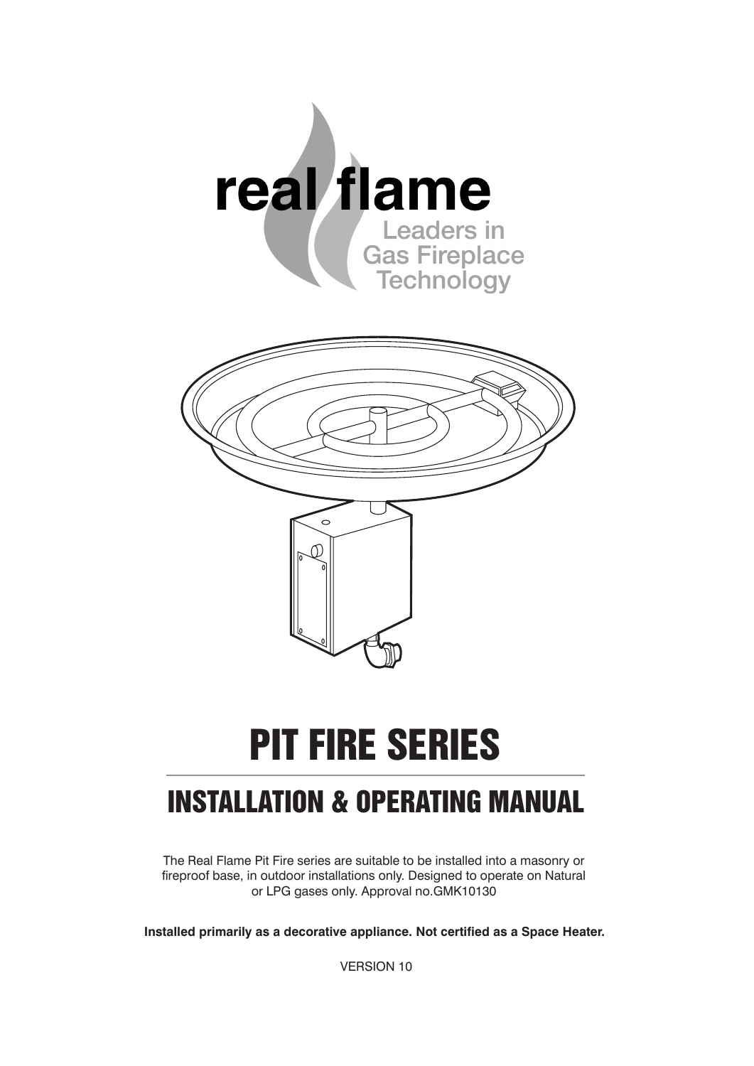real flame

Leaders in Gas Fireplace Technology

# PIT FIRE SERIES

## INSTALLATION & OPERATING MANUAL

The Real Flame Pit Fire series are suitable to be installed into a masonry or fireproof base, in outdoor installations only. Designed to operate on Natural or LPG gases only. Approval no.GMK10130

**Installed primarily as a decorative appliance. Not certified as a Space Heater.**

VERSION 10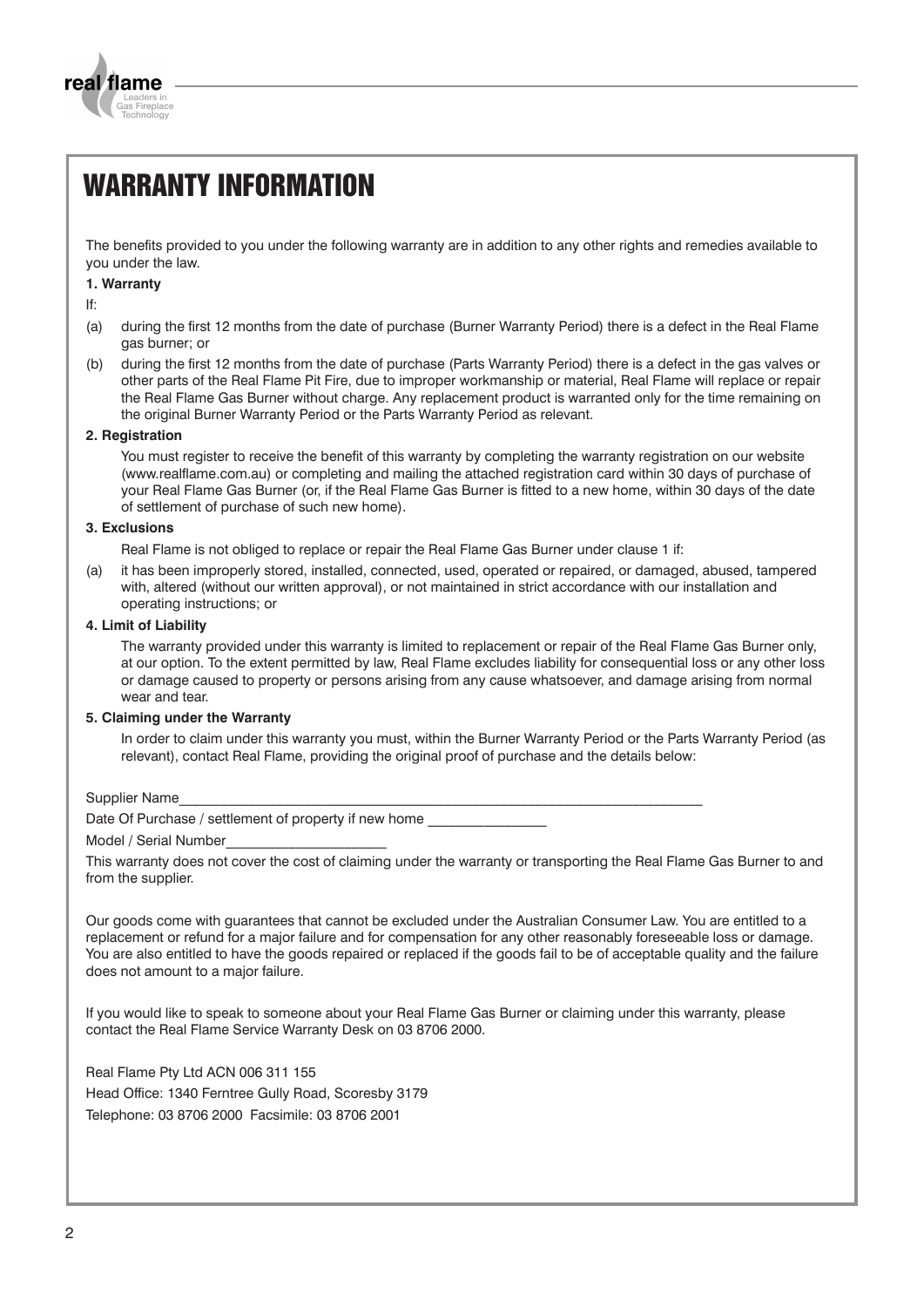# WARRANTY INFORMATION

The benefits provided to you under the following warranty are in addition to any other rights and remedies available to you under the law.

**1. Warranty**

If:

(a) during the first 12 months from the date of purchase (Burner Warranty Period) there is a defect in the Real Flame gas burner; or

(b) during the first 12 months from the date of purchase (Parts Warranty Period) there is a defect in the gas valves or other parts of the Real Flame Pit Fire, due to improper workmanship or material, Real Flame will replace or repair the Real Flame Gas Burner without charge. Any replacement product is warranted only for the time remaining on the original Burner Warranty Period or the Parts Warranty Period as relevant.

**2. Registration**

You must register to receive the benefit of this warranty by completing the warranty registration on our website (www.realflame.com.au) or completing and mailing the attached registration card within 30 days of purchase of your Real Flame Gas Burner (or, if the Real Flame Gas Burner is fitted to a new home, within 30 days of the date of settlement of purchase of such new home).

**3. Exclusions**

Real Flame is not obliged to replace or repair the Real Flame Gas Burner under clause 1 if:

(a) it has been improperly stored, installed, connected, used, operated or repaired, or damaged, abused, tampered with, altered (without our written approval), or not maintained in strict accordance with our installation and operating instructions; or

**4. Limit of Liability**

The warranty provided under this warranty is limited to replacement or repair of the Real Flame Gas Burner only, at our option. To the extent permitted by law, Real Flame excludes liability for consequential loss or any other loss or damage caused to property or persons arising from any cause whatsoever, and damage arising from normal wear and tear.

**5. Claiming under the Warranty**

In order to claim under this warranty you must, within the Burner Warranty Period or the Parts Warranty Period (as relevant), contact Real Flame, providing the original proof of purchase and the details below:

Supplier Name_______________________________________________________________

Date Of Purchase / settlement of property if new home _______________

Model / Serial Number____________________

This warranty does not cover the cost of claiming under the warranty or transporting the Real Flame Gas Burner to and from the supplier.

Our goods come with guarantees that cannot be excluded under the Australian Consumer Law. You are entitled to a replacement or refund for a major failure and for compensation for any other reasonably foreseeable loss or damage. You are also entitled to have the goods repaired or replaced if the goods fail to be of acceptable quality and the failure does not amount to a major failure.

If you would like to speak to someone about your Real Flame Gas Burner or claiming under this warranty, please contact the Real Flame Service Warranty Desk on 03 8706 2000.

Real Flame Pty Ltd ACN 006 311 155

Head Office: 1340 Ferntree Gully Road, Scoresby 3179

Telephone: 03 8706 2000 Facsimile: 03 8706 2001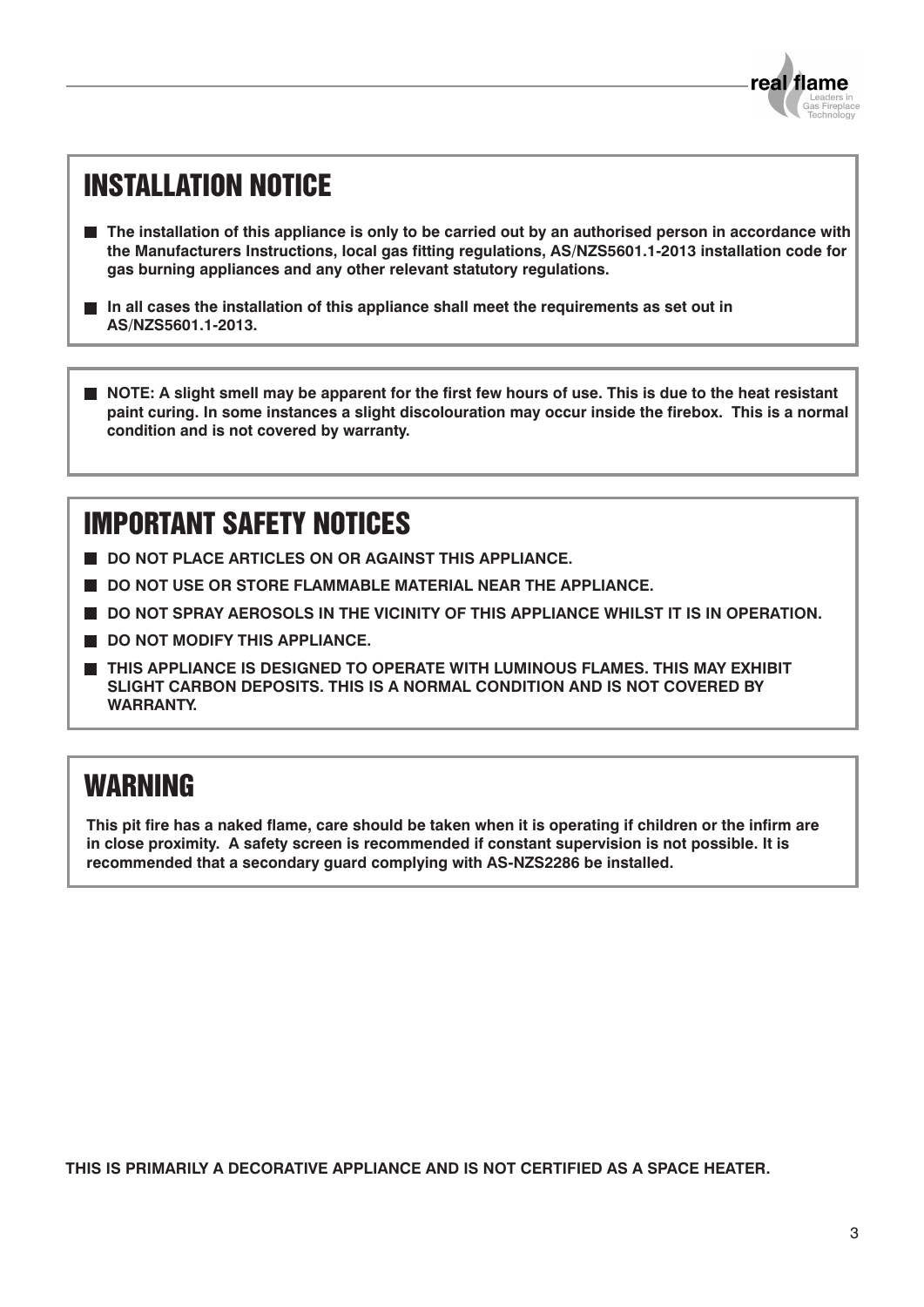# INSTALLATION NOTICE

- **The installation of this appliance is only to be carried out by an authorised person in accordance with the Manufacturers Instructions, local gas fitting regulations, AS/NZS5601.1-2013 installation code for gas burning appliances and any other relevant statutory regulations.**
- **In all cases the installation of this appliance shall meet the requirements as set out in AS/NZS5601.1-2013.**

- **NOTE: A slight smell may be apparent for the first few hours of use. This is due to the heat resistant paint curing. In some instances a slight discolouration may occur inside the firebox. This is a normal condition and is not covered by warranty.**

# IMPORTANT SAFETY NOTICES

- **DO NOT PLACE ARTICLES ON OR AGAINST THIS APPLIANCE.**
- **DO NOT USE OR STORE FLAMMABLE MATERIAL NEAR THE APPLIANCE.**
- **DO NOT SPRAY AEROSOLS IN THE VICINITY OF THIS APPLIANCE WHILST IT IS IN OPERATION.**
- **DO NOT MODIFY THIS APPLIANCE.**
- **THIS APPLIANCE IS DESIGNED TO OPERATE WITH LUMINOUS FLAMES. THIS MAY EXHIBIT SLIGHT CARBON DEPOSITS. THIS IS A NORMAL CONDITION AND IS NOT COVERED BY WARRANTY.**

# WARNING

**This pit fire has a naked flame, care should be taken when it is operating if children or the infirm are in close proximity. A safety screen is recommended if constant supervision is not possible. It is recommended that a secondary guard complying with AS-NZS2286 be installed.**

**THIS IS PRIMARILY A DECORATIVE APPLIANCE AND IS NOT CERTIFIED AS A SPACE HEATER.**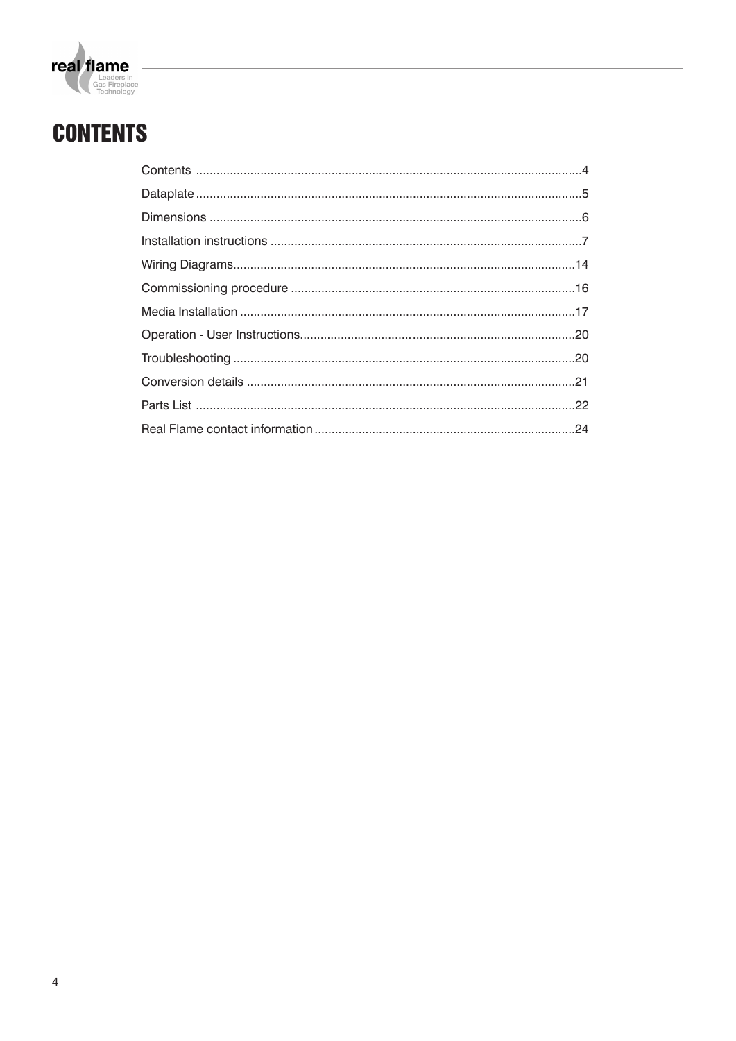# CONTENTS

| | |
|---|---|
| Contents | 4 |
| Dataplate | 5 |
| Dimensions | 6 |
| Installation instructions | 7 |
| Wiring Diagrams | 14 |
| Commissioning procedure | 16 |
| Media Installation | 17 |
| Operation - User Instructions | 20 |
| Troubleshooting | 20 |
| Conversion details | 21 |
| Parts List | 22 |
| Real Flame contact information | 24 |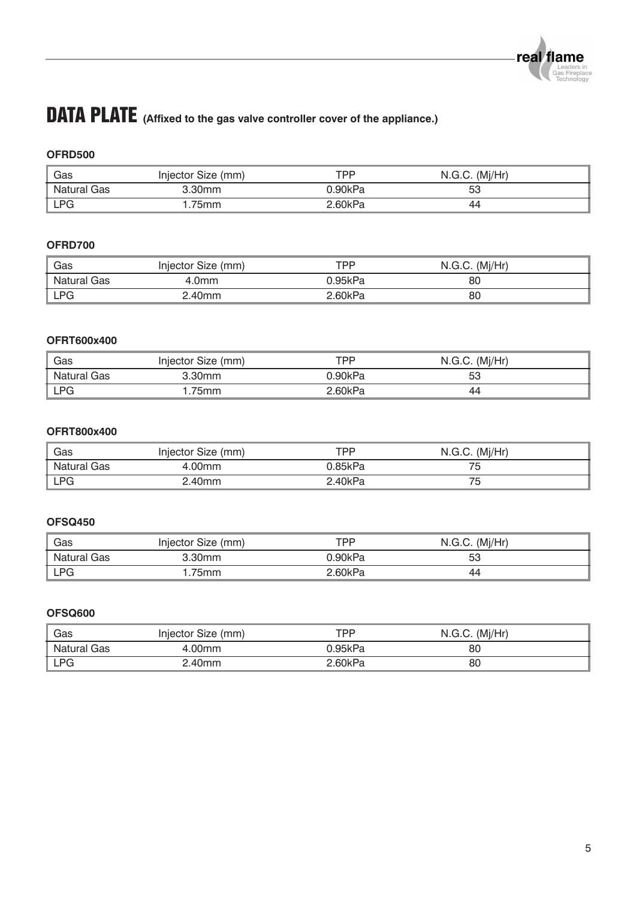# DATA PLATE (Affixed to the gas valve controller cover of the appliance.)

### OFRD500

| Gas | Injector Size (mm) | TPP | N.G.C. (Mj/Hr) |
|---|---|---|---|
| Natural Gas | 3.30mm | 0.90kPa | 53 |
| LPG | 1.75mm | 2.60kPa | 44 |

### OFRD700

| Gas | Injector Size (mm) | TPP | N.G.C. (Mj/Hr) |
|---|---|---|---|
| Natural Gas | 4.0mm | 0.95kPa | 80 |
| LPG | 2.40mm | 2.60kPa | 80 |

### OFRT600x400

| Gas | Injector Size (mm) | TPP | N.G.C. (Mj/Hr) |
|---|---|---|---|
| Natural Gas | 3.30mm | 0.90kPa | 53 |
| LPG | 1.75mm | 2.60kPa | 44 |

### OFRT800x400

| Gas | Injector Size (mm) | TPP | N.G.C. (Mj/Hr) |
|---|---|---|---|
| Natural Gas | 4.00mm | 0.85kPa | 75 |
| LPG | 2.40mm | 2.40kPa | 75 |

### OFSQ450

| Gas | Injector Size (mm) | TPP | N.G.C. (Mj/Hr) |
|---|---|---|---|
| Natural Gas | 3.30mm | 0.90kPa | 53 |
| LPG | 1.75mm | 2.60kPa | 44 |

### OFSQ600

| Gas | Injector Size (mm) | TPP | N.G.C. (Mj/Hr) |
|---|---|---|---|
| Natural Gas | 4.00mm | 0.95kPa | 80 |
| LPG | 2.40mm | 2.60kPa | 80 |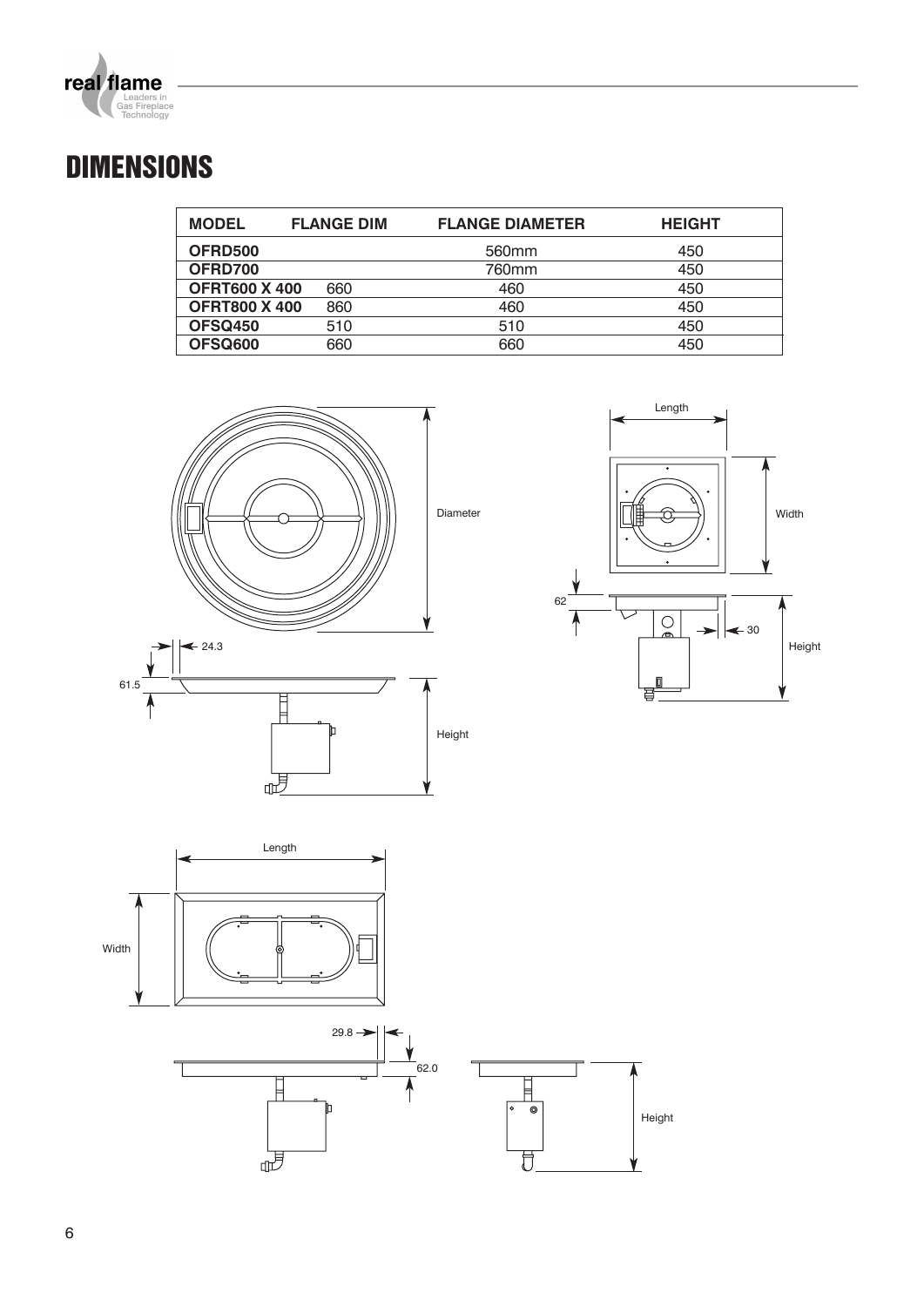# DIMENSIONS

| MODEL | FLANGE DIM | FLANGE DIAMETER | HEIGHT |
|---|---|---|---|
| **OFRD500** | | 560mm | 450 |
| **OFRD700** | | 760mm | 450 |
| **OFRT600 X 400** | 660 | 460 | 450 |
| **OFRT800 X 400** | 860 | 460 | 450 |
| **OFSQ450** | 510 | 510 | 450 |
| **OFSQ600** | 660 | 660 | 450 |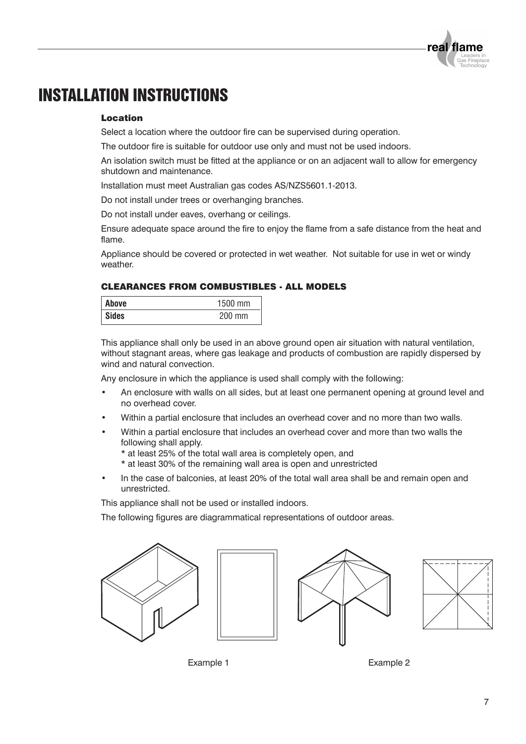# INSTALLATION INSTRUCTIONS

### Location

Select a location where the outdoor fire can be supervised during operation.

The outdoor fire is suitable for outdoor use only and must not be used indoors.

An isolation switch must be fitted at the appliance or on an adjacent wall to allow for emergency shutdown and maintenance.

Installation must meet Australian gas codes AS/NZS5601.1-2013.

Do not install under trees or overhanging branches.

Do not install under eaves, overhang or ceilings.

Ensure adequate space around the fire to enjoy the flame from a safe distance from the heat and flame.

Appliance should be covered or protected in wet weather. Not suitable for use in wet or windy weather.

### CLEARANCES FROM COMBUSTIBLES - ALL MODELS

| **Above** | 1500 mm |
|---|---|
| **Sides** | 200 mm |

This appliance shall only be used in an above ground open air situation with natural ventilation, without stagnant areas, where gas leakage and products of combustion are rapidly dispersed by wind and natural convection.

Any enclosure in which the appliance is used shall comply with the following:

- An enclosure with walls on all sides, but at least one permanent opening at ground level and no overhead cover.
- Within a partial enclosure that includes an overhead cover and no more than two walls.
- Within a partial enclosure that includes an overhead cover and more than two walls the following shall apply.
  * at least 25% of the total wall area is completely open, and
  * at least 30% of the remaining wall area is open and unrestricted
- In the case of balconies, at least 20% of the total wall area shall be and remain open and unrestricted.

This appliance shall not be used or installed indoors.

The following figures are diagrammatical representations of outdoor areas.

Example 1

Example 2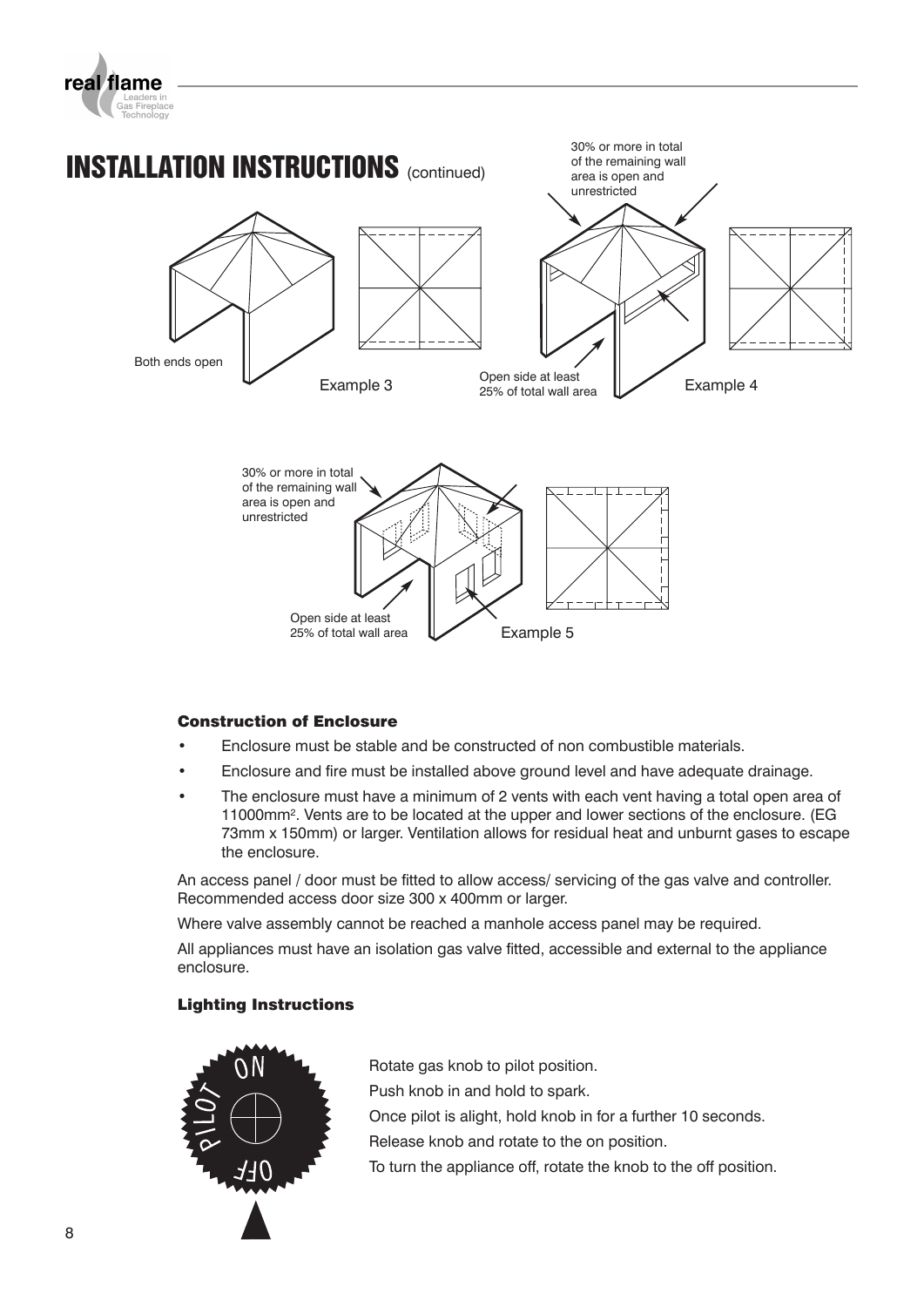# INSTALLATION INSTRUCTIONS (continued)

Both ends open

Example 3

30% or more in total of the remaining wall area is open and unrestricted

Open side at least 25% of total wall area

Example 4

30% or more in total of the remaining wall area is open and unrestricted

Open side at least 25% of total wall area

Example 5

### Construction of Enclosure

- Enclosure must be stable and be constructed of non combustible materials.
- Enclosure and fire must be installed above ground level and have adequate drainage.
- The enclosure must have a minimum of 2 vents with each vent having a total open area of 11000mm$^2$. Vents are to be located at the upper and lower sections of the enclosure. (EG 73mm x 150mm) or larger. Ventilation allows for residual heat and unburnt gases to escape the enclosure.

An access panel / door must be fitted to allow access/ servicing of the gas valve and controller. Recommended access door size 300 x 400mm or larger.

Where valve assembly cannot be reached a manhole access panel may be required.

All appliances must have an isolation gas valve fitted, accessible and external to the appliance enclosure.

### Lighting Instructions

ON
PILOT
OFF

Rotate gas knob to pilot position.

Push knob in and hold to spark.

Once pilot is alight, hold knob in for a further 10 seconds.

Release knob and rotate to the on position.

To turn the appliance off, rotate the knob to the off position.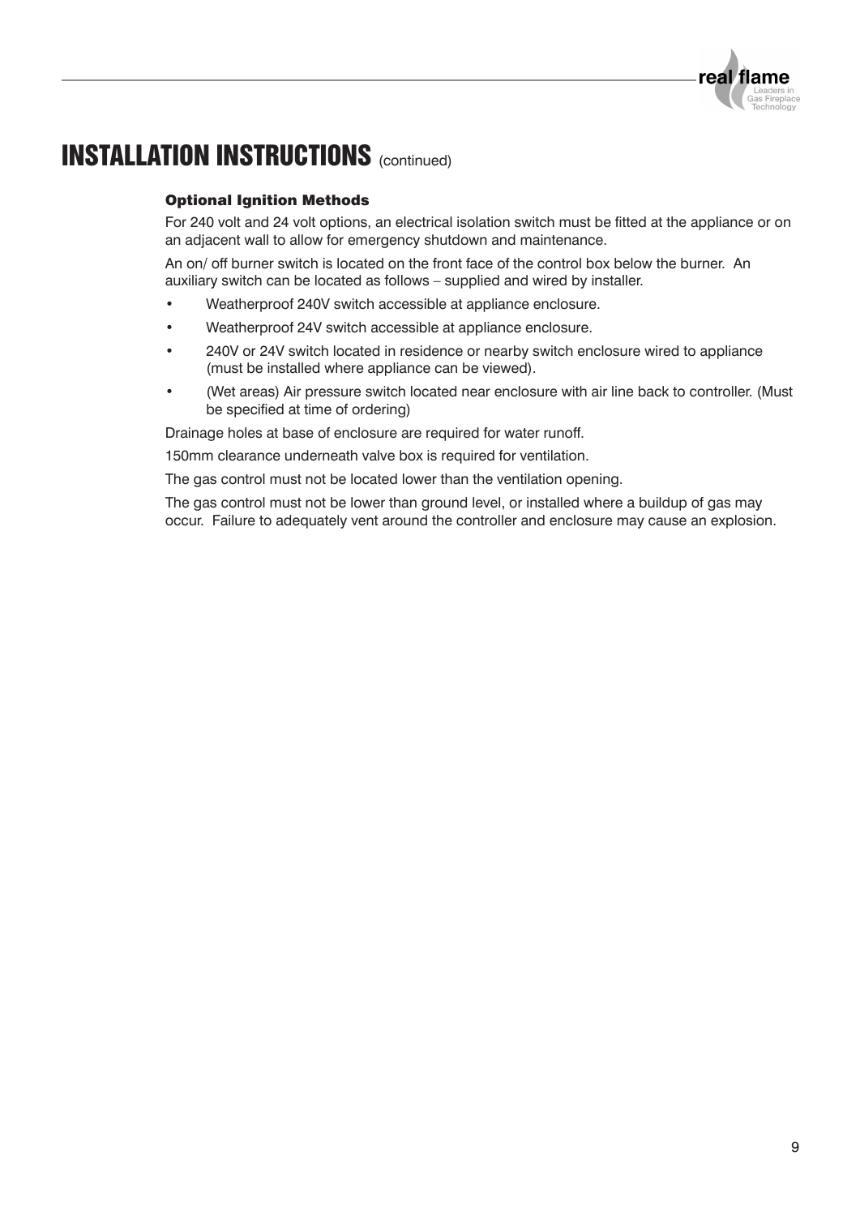# INSTALLATION INSTRUCTIONS (continued)

### Optional Ignition Methods

For 240 volt and 24 volt options, an electrical isolation switch must be fitted at the appliance or on an adjacent wall to allow for emergency shutdown and maintenance.

An on/ off burner switch is located on the front face of the control box below the burner. An auxiliary switch can be located as follows – supplied and wired by installer.

- Weatherproof 240V switch accessible at appliance enclosure.
- Weatherproof 24V switch accessible at appliance enclosure.
- 240V or 24V switch located in residence or nearby switch enclosure wired to appliance (must be installed where appliance can be viewed).
- (Wet areas) Air pressure switch located near enclosure with air line back to controller. (Must be specified at time of ordering)

Drainage holes at base of enclosure are required for water runoff.

150mm clearance underneath valve box is required for ventilation.

The gas control must not be located lower than the ventilation opening.

The gas control must not be lower than ground level, or installed where a buildup of gas may occur. Failure to adequately vent around the controller and enclosure may cause an explosion.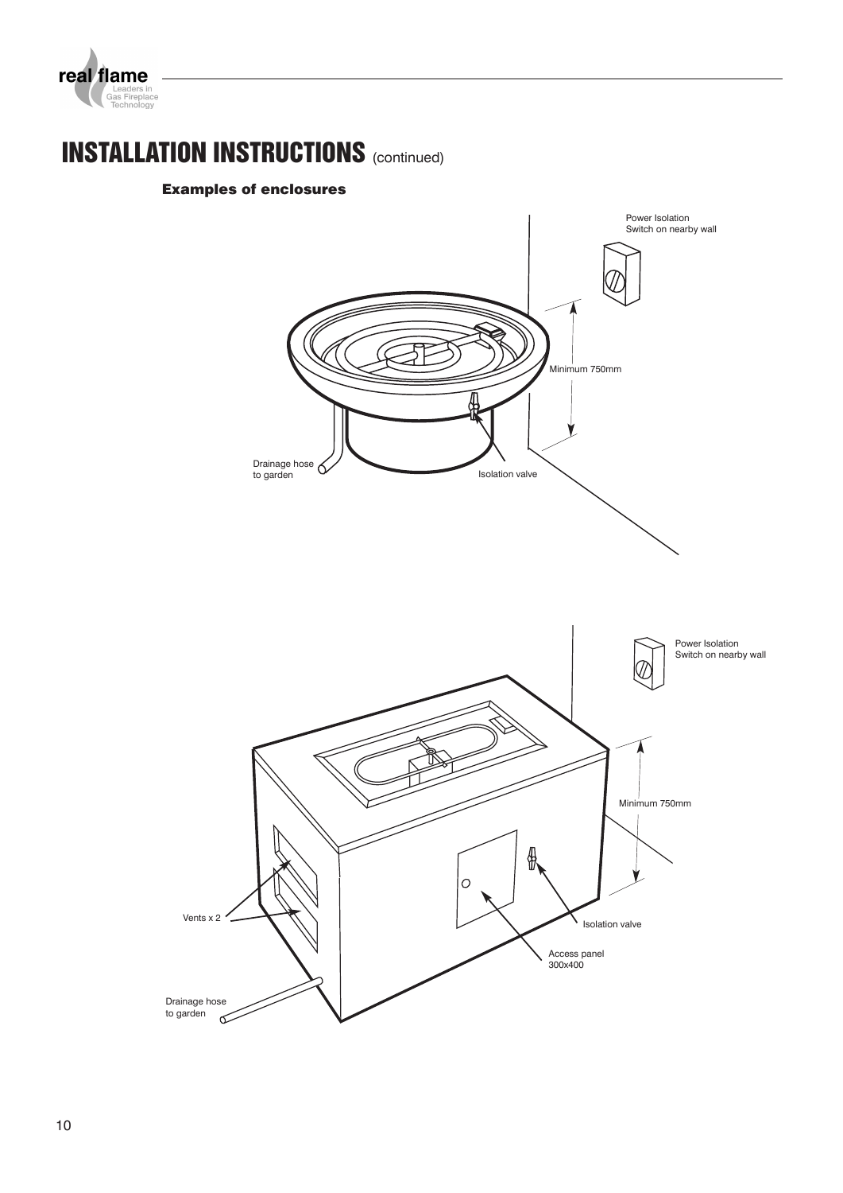# INSTALLATION INSTRUCTIONS (continued)

### Examples of enclosures

Power Isolation Switch on nearby wall

Minimum 750mm

Drainage hose to garden

Isolation valve

Power Isolation Switch on nearby wall

Minimum 750mm

Vents x 2

Isolation valve

Access panel 300x400

Drainage hose to garden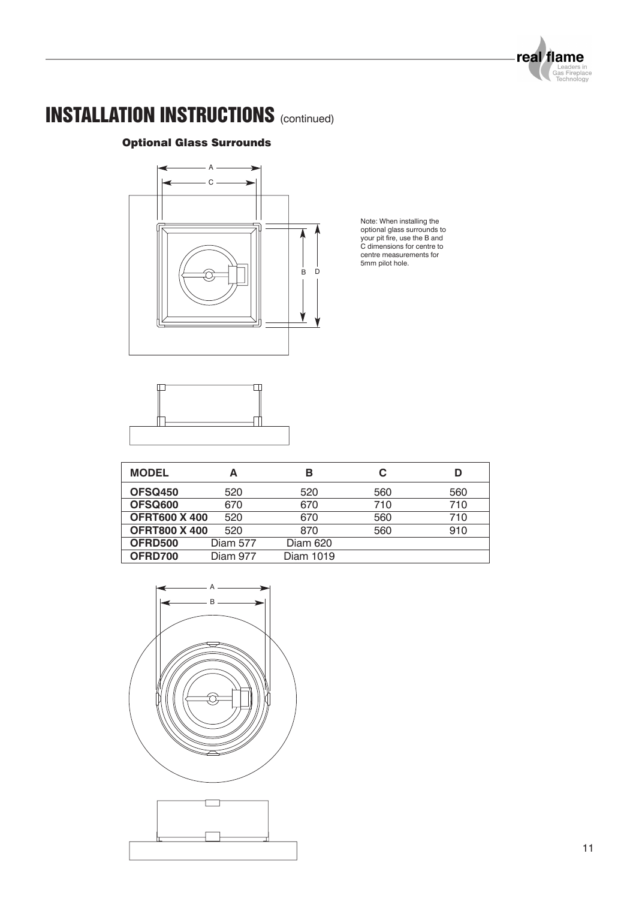# INSTALLATION INSTRUCTIONS (continued)

### Optional Glass Surrounds

Note: When installing the optional glass surrounds to your pit fire, use the B and C dimensions for centre to centre measurements for 5mm pilot hole.

| MODEL | A | B | C | D |
|---|---|---|---|---|
| **OFSQ450** | 520 | 520 | 560 | 560 |
| **OFSQ600** | 670 | 670 | 710 | 710 |
| **OFRT600 X 400** | 520 | 670 | 560 | 710 |
| **OFRT800 X 400** | 520 | 870 | 560 | 910 |
| **OFRD500** | Diam 577 | Diam 620 | | |
| **OFRD700** | Diam 977 | Diam 1019 | | |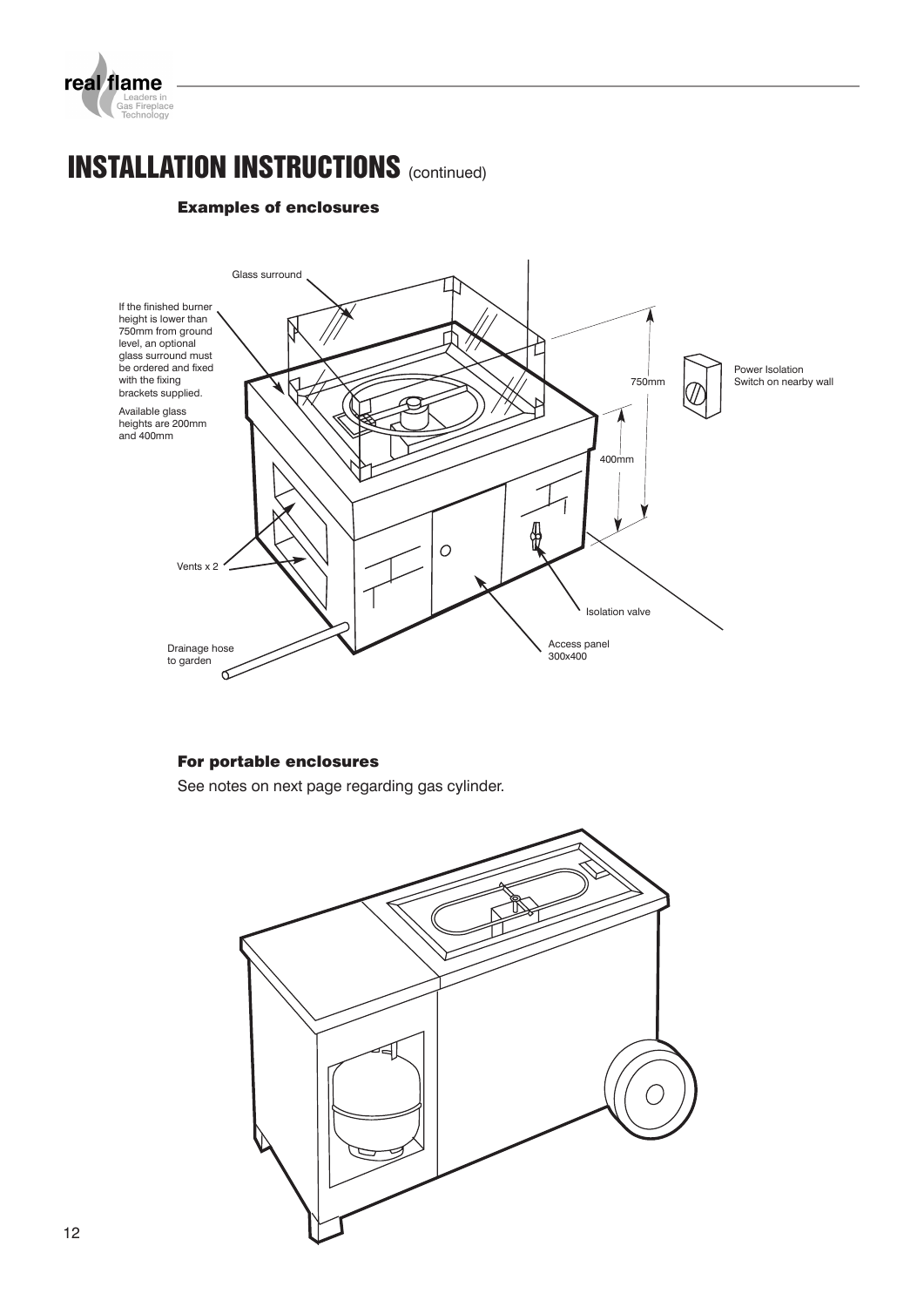# INSTALLATION INSTRUCTIONS (continued)

### Examples of enclosures

Glass surround

If the finished burner height is lower than 750mm from ground level, an optional glass surround must be ordered and fixed with the fixing brackets supplied.

Available glass heights are 200mm and 400mm

750mm

400mm

Power Isolation Switch on nearby wall

Vents x 2

Isolation valve

Drainage hose to garden

Access panel 300x400

### For portable enclosures

See notes on next page regarding gas cylinder.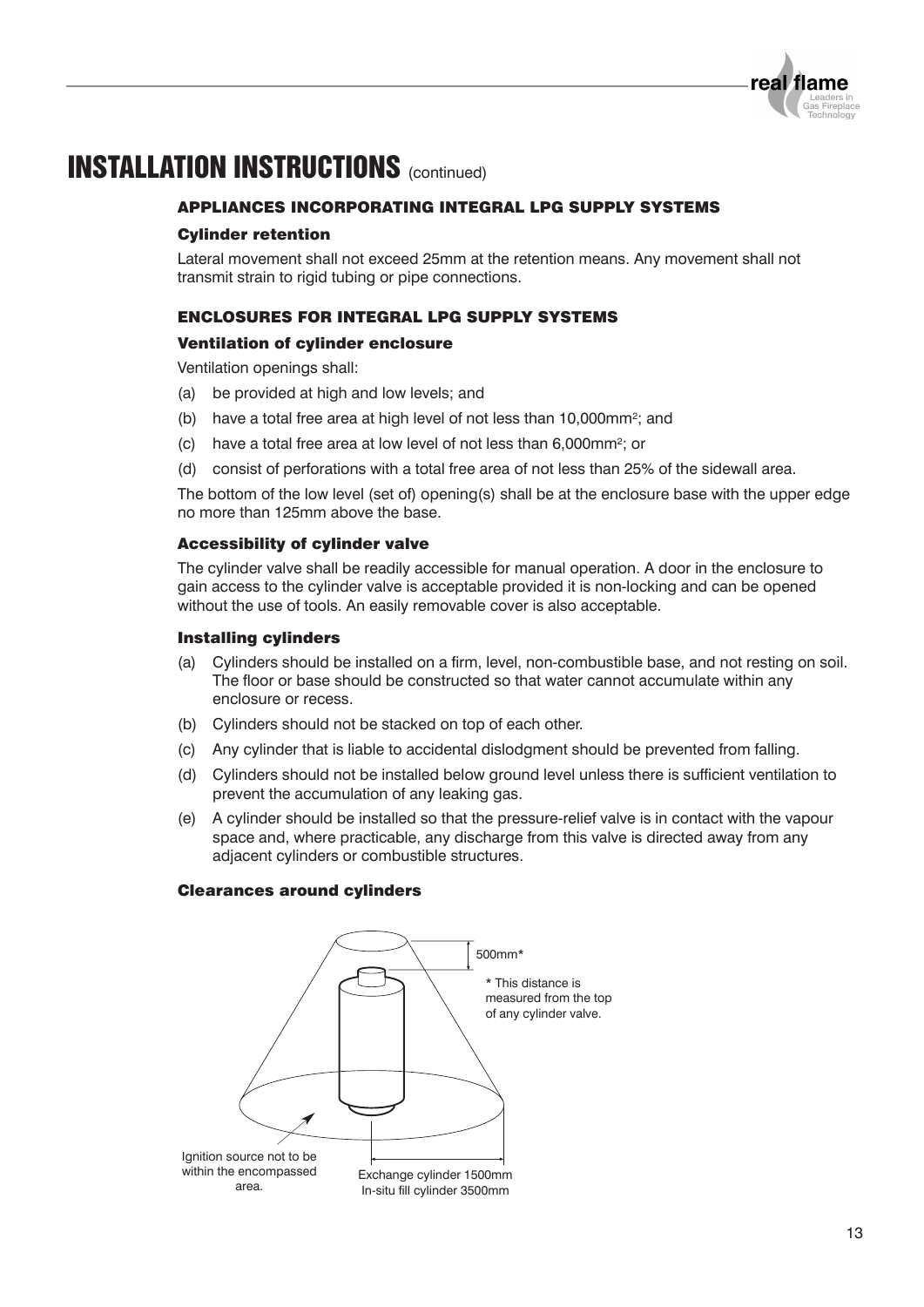# INSTALLATION INSTRUCTIONS (continued)

### APPLIANCES INCORPORATING INTEGRAL LPG SUPPLY SYSTEMS

#### Cylinder retention

Lateral movement shall not exceed 25mm at the retention means. Any movement shall not transmit strain to rigid tubing or pipe connections.

### ENCLOSURES FOR INTEGRAL LPG SUPPLY SYSTEMS

#### Ventilation of cylinder enclosure

Ventilation openings shall:

(a) be provided at high and low levels; and

(b) have a total free area at high level of not less than 10,000mm$^2$; and

(c) have a total free area at low level of not less than 6,000mm$^2$; or

(d) consist of perforations with a total free area of not less than 25% of the sidewall area.

The bottom of the low level (set of) opening(s) shall be at the enclosure base with the upper edge no more than 125mm above the base.

#### Accessibility of cylinder valve

The cylinder valve shall be readily accessible for manual operation. A door in the enclosure to gain access to the cylinder valve is acceptable provided it is non-locking and can be opened without the use of tools. An easily removable cover is also acceptable.

#### Installing cylinders

(a) Cylinders should be installed on a firm, level, non-combustible base, and not resting on soil. The floor or base should be constructed so that water cannot accumulate within any enclosure or recess.

(b) Cylinders should not be stacked on top of each other.

(c) Any cylinder that is liable to accidental dislodgment should be prevented from falling.

(d) Cylinders should not be installed below ground level unless there is sufficient ventilation to prevent the accumulation of any leaking gas.

(e) A cylinder should be installed so that the pressure-relief valve is in contact with the vapour space and, where practicable, any discharge from this valve is directed away from any adjacent cylinders or combustible structures.

#### Clearances around cylinders

500mm*

* This distance is measured from the top of any cylinder valve.

Ignition source not to be within the encompassed area.

Exchange cylinder 1500mm
In-situ fill cylinder 3500mm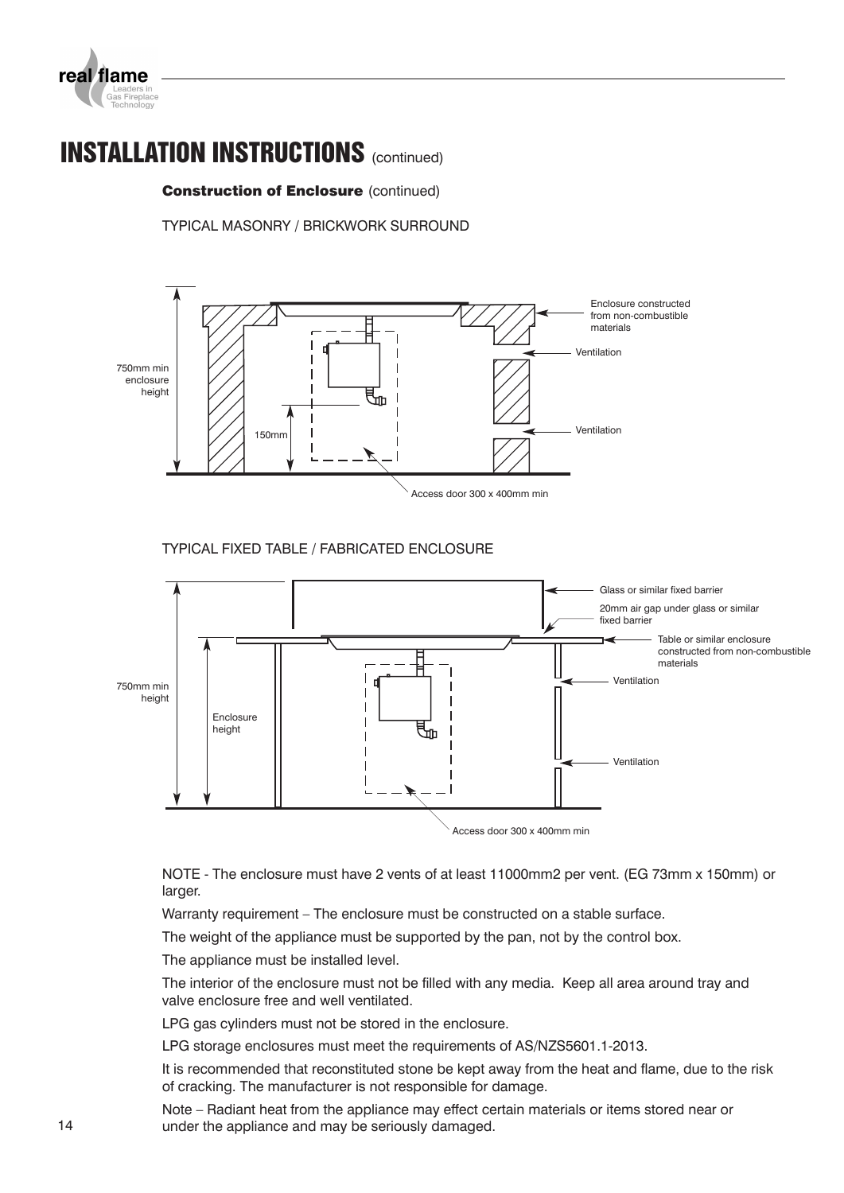# INSTALLATION INSTRUCTIONS (continued)

### Construction of Enclosure (continued)

TYPICAL MASONRY / BRICKWORK SURROUND

750mm min enclosure height

150mm

Enclosure constructed from non-combustible materials

Ventilation

Ventilation

Access door 300 x 400mm min

TYPICAL FIXED TABLE / FABRICATED ENCLOSURE

750mm min height

Enclosure height

Glass or similar fixed barrier

20mm air gap under glass or similar fixed barrier

Table or similar enclosure constructed from non-combustible materials

Ventilation

Ventilation

Access door 300 x 400mm min

NOTE - The enclosure must have 2 vents of at least 11000mm2 per vent. (EG 73mm x 150mm) or larger.

Warranty requirement – The enclosure must be constructed on a stable surface.

The weight of the appliance must be supported by the pan, not by the control box.

The appliance must be installed level.

The interior of the enclosure must not be filled with any media. Keep all area around tray and valve enclosure free and well ventilated.

LPG gas cylinders must not be stored in the enclosure.

LPG storage enclosures must meet the requirements of AS/NZS5601.1-2013.

It is recommended that reconstituted stone be kept away from the heat and flame, due to the risk of cracking. The manufacturer is not responsible for damage.

Note – Radiant heat from the appliance may effect certain materials or items stored near or under the appliance and may be seriously damaged.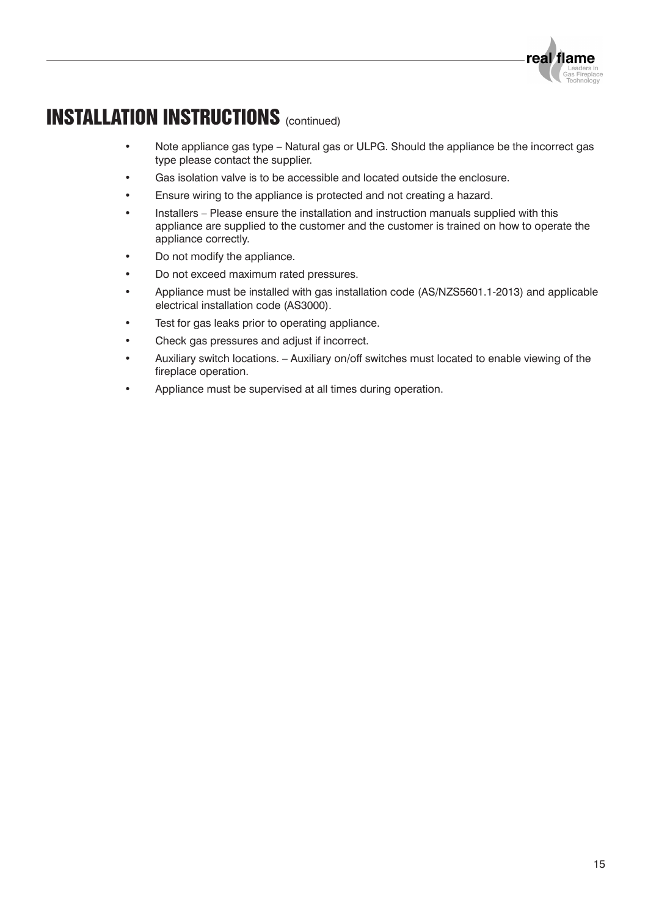# INSTALLATION INSTRUCTIONS (continued)

- Note appliance gas type – Natural gas or ULPG. Should the appliance be the incorrect gas type please contact the supplier.
- Gas isolation valve is to be accessible and located outside the enclosure.
- Ensure wiring to the appliance is protected and not creating a hazard.
- Installers – Please ensure the installation and instruction manuals supplied with this appliance are supplied to the customer and the customer is trained on how to operate the appliance correctly.
- Do not modify the appliance.
- Do not exceed maximum rated pressures.
- Appliance must be installed with gas installation code (AS/NZS5601.1-2013) and applicable electrical installation code (AS3000).
- Test for gas leaks prior to operating appliance.
- Check gas pressures and adjust if incorrect.
- Auxiliary switch locations. – Auxiliary on/off switches must located to enable viewing of the fireplace operation.
- Appliance must be supervised at all times during operation.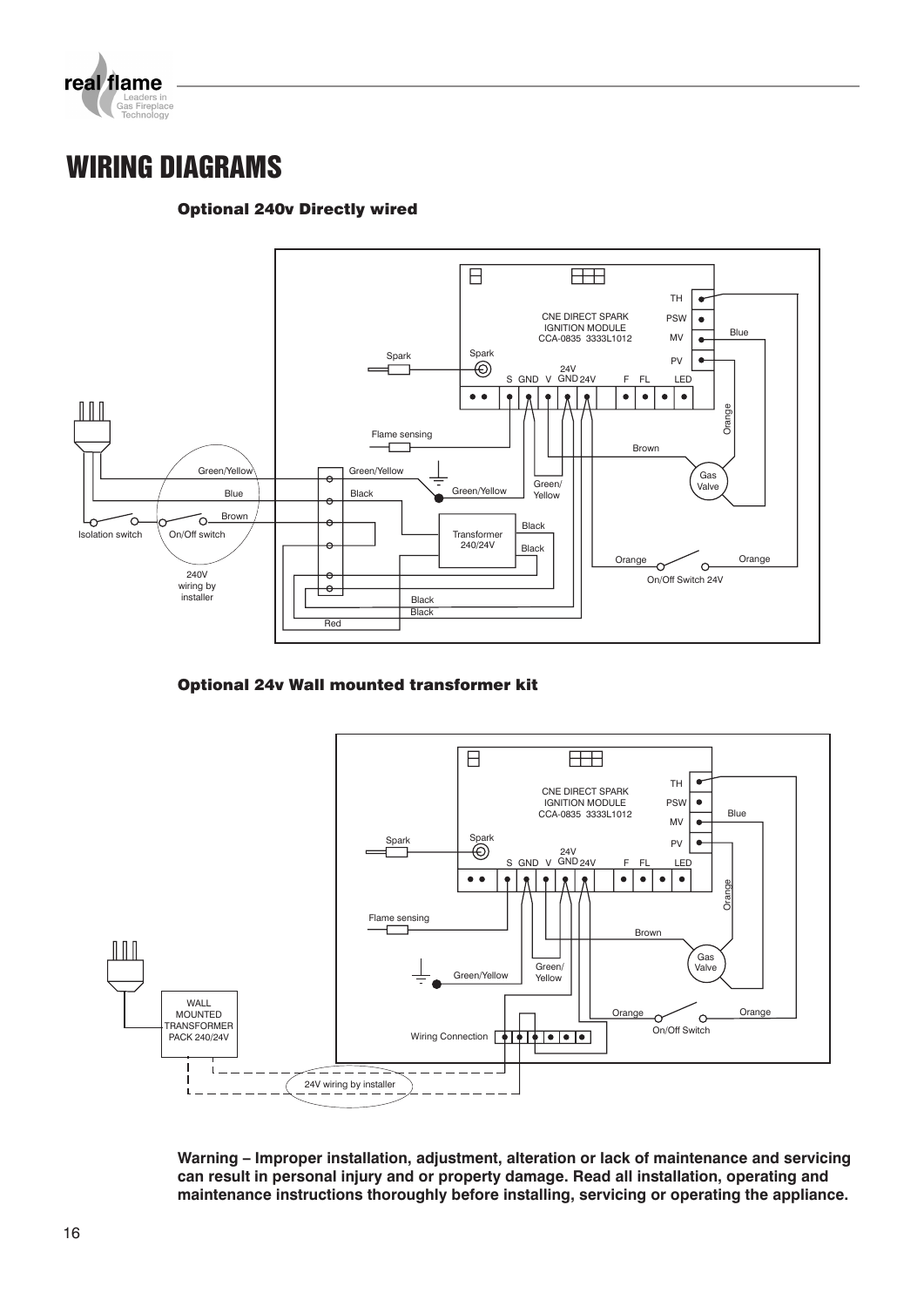# WIRING DIAGRAMS

### Optional 240v Directly wired

### Optional 24v Wall mounted transformer kit

**Warning – Improper installation, adjustment, alteration or lack of maintenance and servicing can result in personal injury and or property damage. Read all installation, operating and maintenance instructions thoroughly before installing, servicing or operating the appliance.**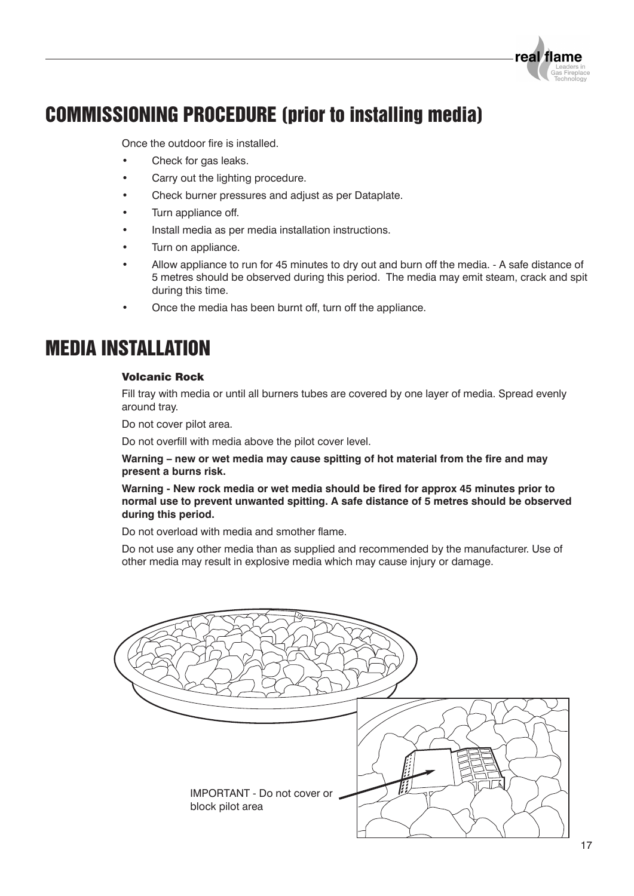## COMMISSIONING PROCEDURE (prior to installing media)

Once the outdoor fire is installed.

- Check for gas leaks.
- Carry out the lighting procedure.
- Check burner pressures and adjust as per Dataplate.
- Turn appliance off.
- Install media as per media installation instructions.
- Turn on appliance.
- Allow appliance to run for 45 minutes to dry out and burn off the media. - A safe distance of 5 metres should be observed during this period. The media may emit steam, crack and spit during this time.
- Once the media has been burnt off, turn off the appliance.

## MEDIA INSTALLATION

### Volcanic Rock

Fill tray with media or until all burners tubes are covered by one layer of media. Spread evenly around tray.

Do not cover pilot area.

Do not overfill with media above the pilot cover level.

**Warning – new or wet media may cause spitting of hot material from the fire and may present a burns risk.**

**Warning - New rock media or wet media should be fired for approx 45 minutes prior to normal use to prevent unwanted spitting. A safe distance of 5 metres should be observed during this period.**

Do not overload with media and smother flame.

Do not use any other media than as supplied and recommended by the manufacturer. Use of other media may result in explosive media which may cause injury or damage.

IMPORTANT - Do not cover or block pilot area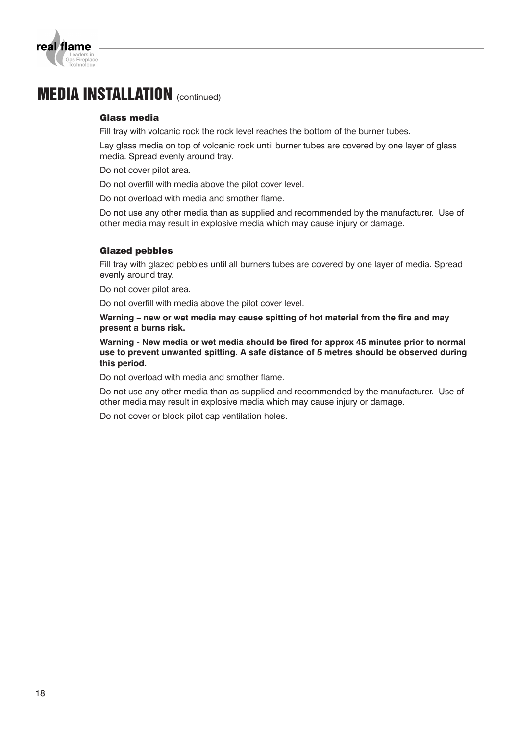# MEDIA INSTALLATION (continued)

### Glass media

Fill tray with volcanic rock the rock level reaches the bottom of the burner tubes.

Lay glass media on top of volcanic rock until burner tubes are covered by one layer of glass media. Spread evenly around tray.

Do not cover pilot area.

Do not overfill with media above the pilot cover level.

Do not overload with media and smother flame.

Do not use any other media than as supplied and recommended by the manufacturer. Use of other media may result in explosive media which may cause injury or damage.

### Glazed pebbles

Fill tray with glazed pebbles until all burners tubes are covered by one layer of media. Spread evenly around tray.

Do not cover pilot area.

Do not overfill with media above the pilot cover level.

**Warning – new or wet media may cause spitting of hot material from the fire and may present a burns risk.**

**Warning - New media or wet media should be fired for approx 45 minutes prior to normal use to prevent unwanted spitting. A safe distance of 5 metres should be observed during this period.**

Do not overload with media and smother flame.

Do not use any other media than as supplied and recommended by the manufacturer. Use of other media may result in explosive media which may cause injury or damage.

Do not cover or block pilot cap ventilation holes.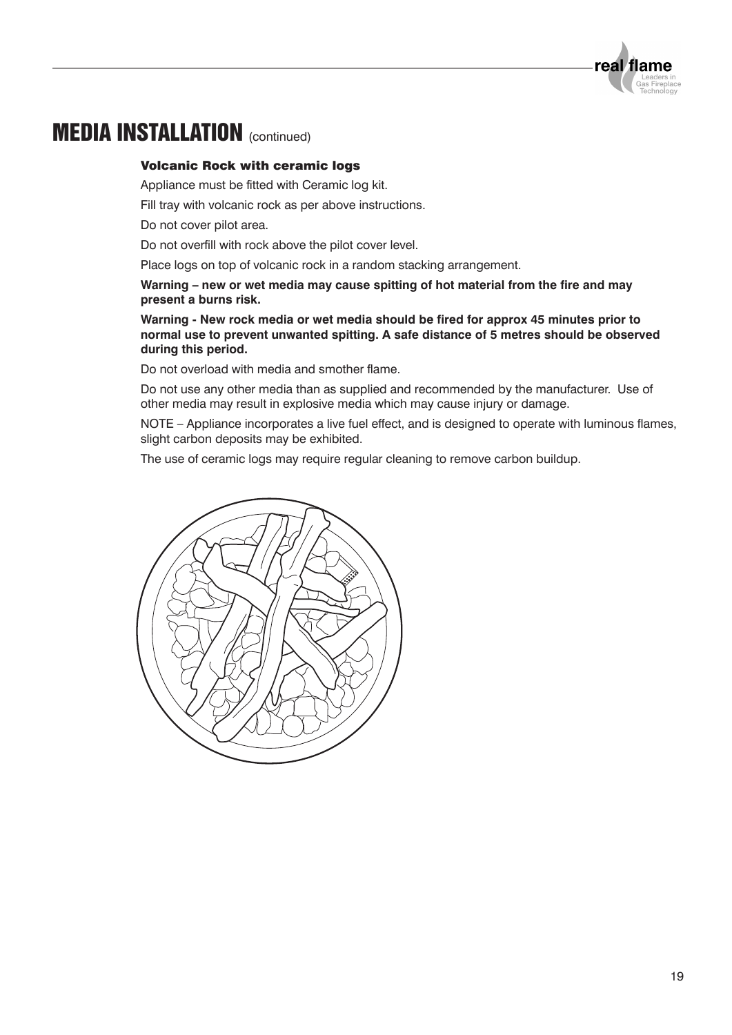# MEDIA INSTALLATION (continued)

### Volcanic Rock with ceramic logs

Appliance must be fitted with Ceramic log kit.

Fill tray with volcanic rock as per above instructions.

Do not cover pilot area.

Do not overfill with rock above the pilot cover level.

Place logs on top of volcanic rock in a random stacking arrangement.

**Warning – new or wet media may cause spitting of hot material from the fire and may present a burns risk.**

**Warning - New rock media or wet media should be fired for approx 45 minutes prior to normal use to prevent unwanted spitting. A safe distance of 5 metres should be observed during this period.**

Do not overload with media and smother flame.

Do not use any other media than as supplied and recommended by the manufacturer. Use of other media may result in explosive media which may cause injury or damage.

NOTE – Appliance incorporates a live fuel effect, and is designed to operate with luminous flames, slight carbon deposits may be exhibited.

The use of ceramic logs may require regular cleaning to remove carbon buildup.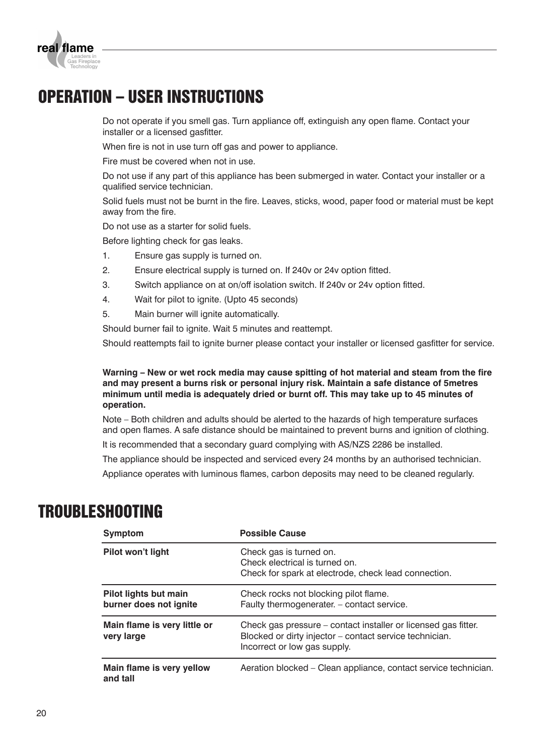# OPERATION – USER INSTRUCTIONS

Do not operate if you smell gas. Turn appliance off, extinguish any open flame. Contact your installer or a licensed gasfitter.

When fire is not in use turn off gas and power to appliance.

Fire must be covered when not in use.

Do not use if any part of this appliance has been submerged in water. Contact your installer or a qualified service technician.

Solid fuels must not be burnt in the fire. Leaves, sticks, wood, paper food or material must be kept away from the fire.

Do not use as a starter for solid fuels.

Before lighting check for gas leaks.

1. Ensure gas supply is turned on.
2. Ensure electrical supply is turned on. If 240v or 24v option fitted.
3. Switch appliance on at on/off isolation switch. If 240v or 24v option fitted.
4. Wait for pilot to ignite. (Upto 45 seconds)
5. Main burner will ignite automatically.

Should burner fail to ignite. Wait 5 minutes and reattempt.

Should reattempts fail to ignite burner please contact your installer or licensed gasfitter for service.

**Warning – New or wet rock media may cause spitting of hot material and steam from the fire and may present a burns risk or personal injury risk. Maintain a safe distance of 5metres minimum until media is adequately dried or burnt off. This may take up to 45 minutes of operation.**

Note – Both children and adults should be alerted to the hazards of high temperature surfaces and open flames. A safe distance should be maintained to prevent burns and ignition of clothing.

It is recommended that a secondary guard complying with AS/NZS 2286 be installed.

The appliance should be inspected and serviced every 24 months by an authorised technician.

Appliance operates with luminous flames, carbon deposits may need to be cleaned regularly.

# TROUBLESHOOTING

| Symptom | Possible Cause |
|---|---|
| **Pilot won't light** | Check gas is turned on.<br>Check electrical is turned on.<br>Check for spark at electrode, check lead connection. |
| **Pilot lights but main burner does not ignite** | Check rocks not blocking pilot flame.<br>Faulty thermogenerater. – contact service. |
| **Main flame is very little or very large** | Check gas pressure – contact installer or licensed gas fitter.<br>Blocked or dirty injector – contact service technician.<br>Incorrect or low gas supply. |
| **Main flame is very yellow and tall** | Aeration blocked – Clean appliance, contact service technician. |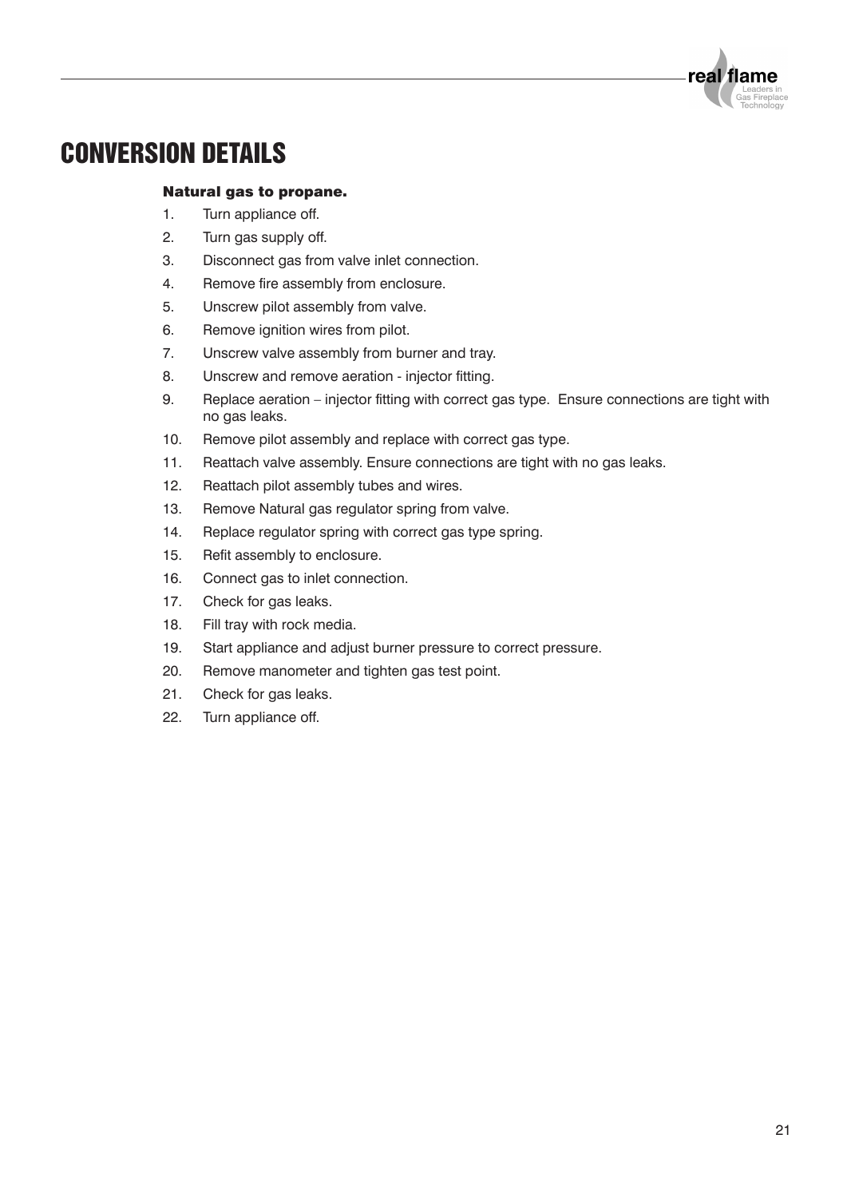# CONVERSION DETAILS

**Natural gas to propane.**

1. Turn appliance off.
2. Turn gas supply off.
3. Disconnect gas from valve inlet connection.
4. Remove fire assembly from enclosure.
5. Unscrew pilot assembly from valve.
6. Remove ignition wires from pilot.
7. Unscrew valve assembly from burner and tray.
8. Unscrew and remove aeration - injector fitting.
9. Replace aeration – injector fitting with correct gas type. Ensure connections are tight with no gas leaks.
10. Remove pilot assembly and replace with correct gas type.
11. Reattach valve assembly. Ensure connections are tight with no gas leaks.
12. Reattach pilot assembly tubes and wires.
13. Remove Natural gas regulator spring from valve.
14. Replace regulator spring with correct gas type spring.
15. Refit assembly to enclosure.
16. Connect gas to inlet connection.
17. Check for gas leaks.
18. Fill tray with rock media.
19. Start appliance and adjust burner pressure to correct pressure.
20. Remove manometer and tighten gas test point.
21. Check for gas leaks.
22. Turn appliance off.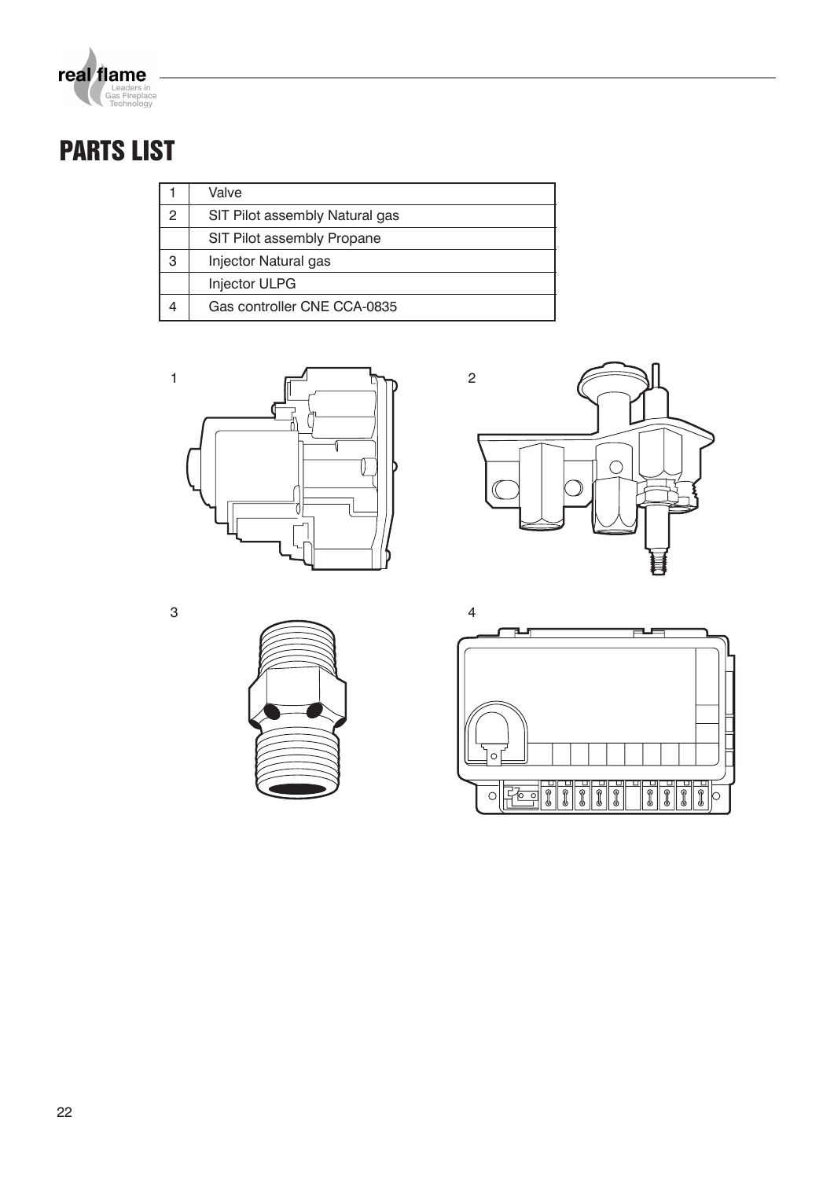# PARTS LIST

| | |
|---|---|
| 1 | Valve |
| 2 | SIT Pilot assembly Natural gas |
| | SIT Pilot assembly Propane |
| 3 | Injector Natural gas |
| | Injector ULPG |
| 4 | Gas controller CNE CCA-0835 |

1

2

3

4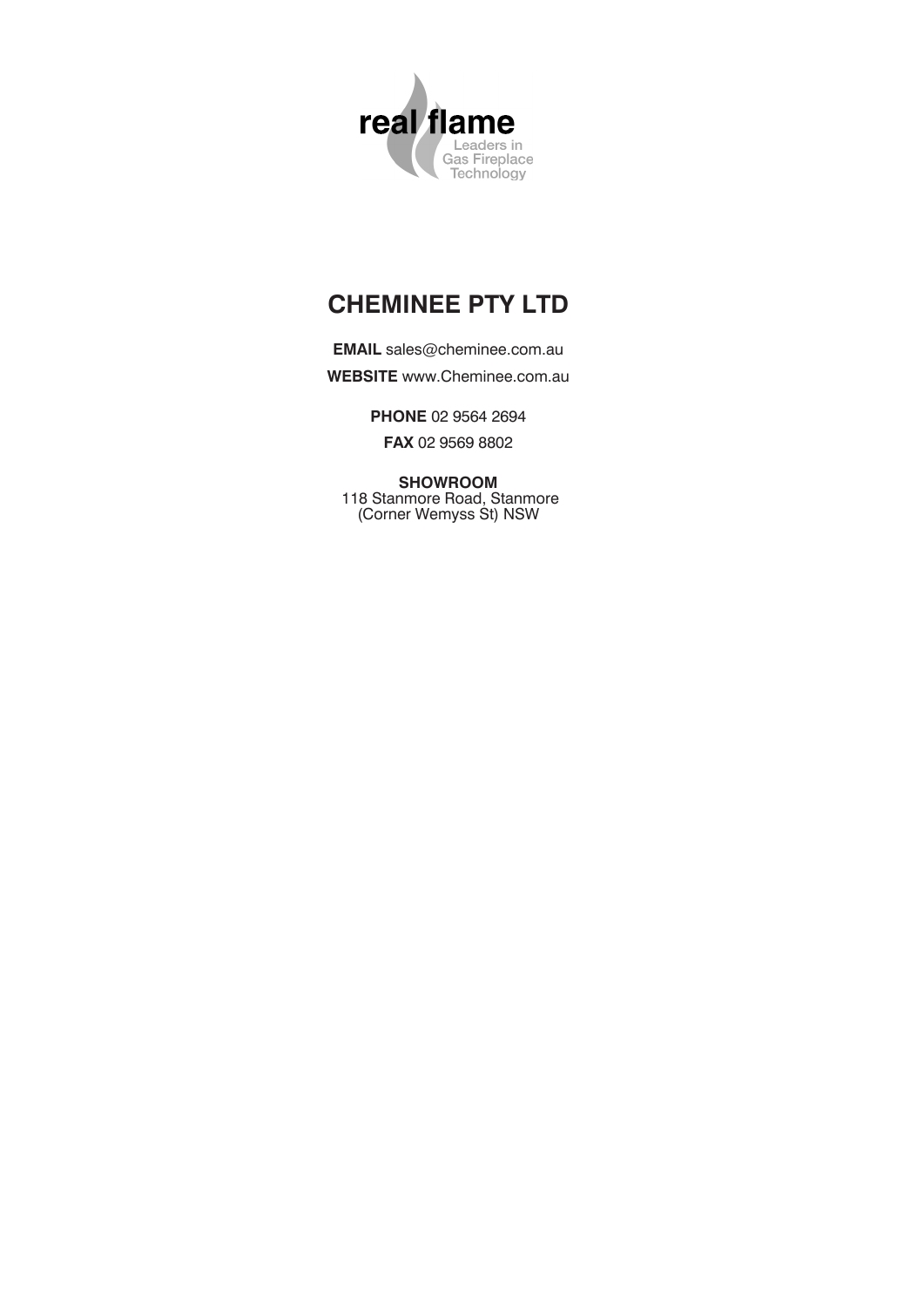real flame

Leaders in
Gas Fireplace
Technology

# CHEMINEE PTY LTD

**EMAIL** sales@cheminee.com.au

**WEBSITE** www.Cheminee.com.au

**PHONE** 02 9564 2694

**FAX** 02 9569 8802

**SHOWROOM**
118 Stanmore Road, Stanmore
(Corner Wemyss St) NSW